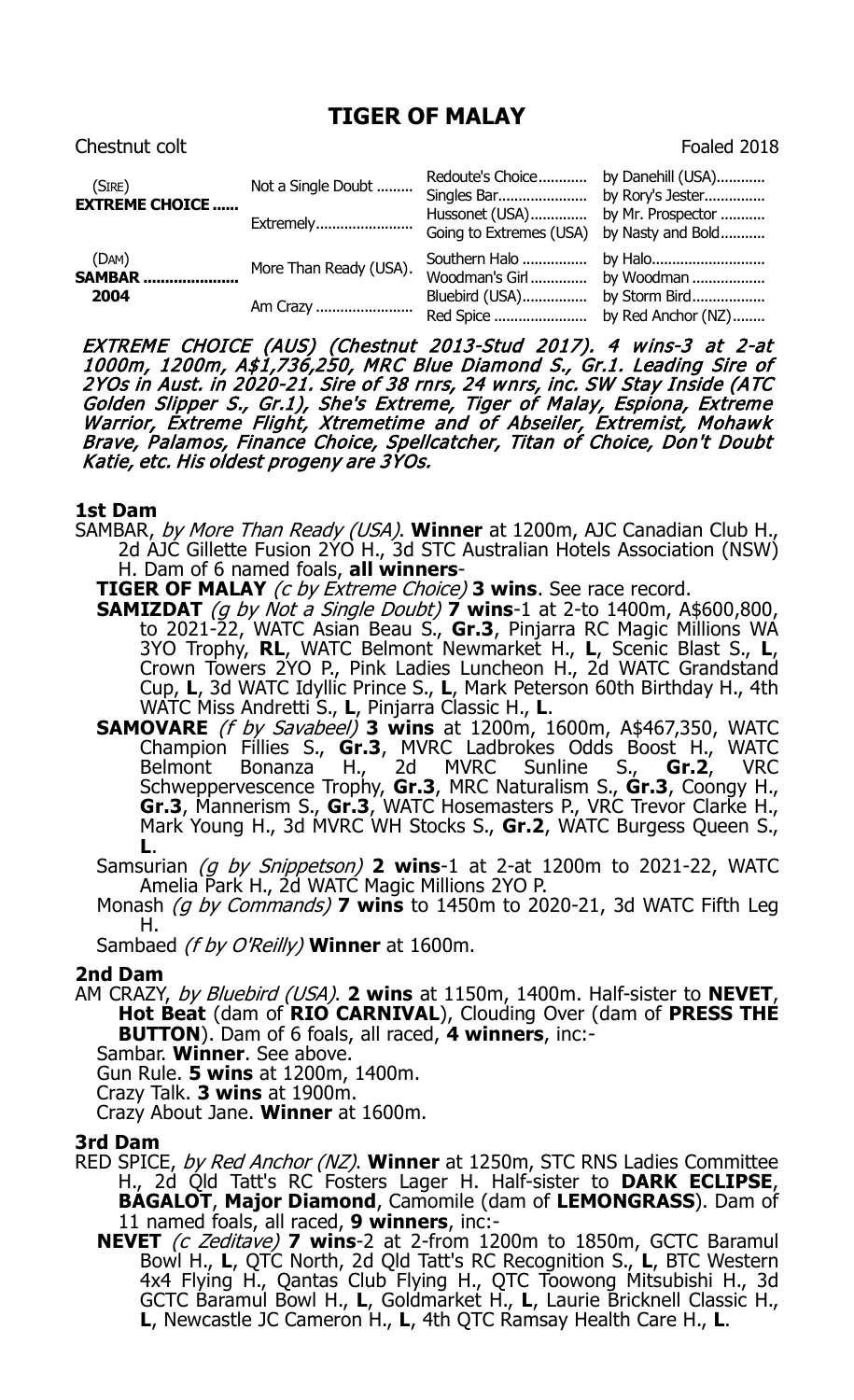# TIGER OF MALAY

Chestnut colt Foaled 2018

| | | | |
|---|---|---|---|
| (SIRE) **EXTREME CHOICE ......** | Not a Single Doubt ......... | Redoute's Choice............ | by Danehill (USA)............ |
| | | Singles Bar...................... | by Rory's Jester............... |
| | Extremely........................ | Hussonet (USA).............. | by Mr. Prospector ........... |
| | | Going to Extremes (USA) | by Nasty and Bold........... |
| (DAM) **SAMBAR ......................** **2004** | More Than Ready (USA). | Southern Halo ................ | by Halo............................ |
| | | Woodman's Girl ............. | by Woodman .................. |
| | Am Crazy ........................ | Bluebird (USA)................ | by Storm Bird.................. |
| | | Red Spice ....................... | by Red Anchor (NZ)........ |

*EXTREME CHOICE (AUS) (Chestnut 2013-Stud 2017). 4 wins-3 at 2-at 1000m, 1200m, A$1,736,250, MRC Blue Diamond S., Gr.1. Leading Sire of 2YOs in Aust. in 2020-21. Sire of 38 rnrs, 24 wnrs, inc. SW Stay Inside (ATC Golden Slipper S., Gr.1), She's Extreme, Tiger of Malay, Espiona, Extreme Warrior, Extreme Flight, Xtremetime and of Abseiler, Extremist, Mohawk Brave, Palamos, Finance Choice, Spellcatcher, Titan of Choice, Don't Doubt Katie, etc. His oldest progeny are 3YOs.*

### 1st Dam

SAMBAR, *by More Than Ready (USA)*. **Winner** at 1200m, AJC Canadian Club H., 2d AJC Gillette Fusion 2YO H., 3d STC Australian Hotels Association (NSW) H. Dam of 6 named foals, **all winners**-

**TIGER OF MALAY** *(c by Extreme Choice)* **3 wins**. See race record.

**SAMIZDAT** *(g by Not a Single Doubt)* **7 wins**-1 at 2-to 1400m, A$600,800, to 2021-22, WATC Asian Beau S., **Gr.3**, Pinjarra RC Magic Millions WA 3YO Trophy, **RL**, WATC Belmont Newmarket H., **L**, Scenic Blast S., **L**, Crown Towers 2YO P., Pink Ladies Luncheon H., 2d WATC Grandstand Cup, **L**, 3d WATC Idyllic Prince S., **L**, Mark Peterson 60th Birthday H., 4th WATC Miss Andretti S., **L**, Pinjarra Classic H., **L**.

**SAMOVARE** *(f by Savabeel)* **3 wins** at 1200m, 1600m, A$467,350, WATC Champion Fillies S., **Gr.3**, MVRC Ladbrokes Odds Boost H., WATC Belmont Bonanza H., 2d MVRC Sunline S., **Gr.2**, VRC Schweppervescence Trophy, **Gr.3**, MRC Naturalism S., **Gr.3**, Coongy H., **Gr.3**, Mannerism S., **Gr.3**, WATC Hosemasters P., VRC Trevor Clarke H., Mark Young H., 3d MVRC WH Stocks S., **Gr.2**, WATC Burgess Queen S., **L**.

Samsurian *(g by Snippetson)* **2 wins**-1 at 2-at 1200m to 2021-22, WATC Amelia Park H., 2d WATC Magic Millions 2YO P.

Monash *(g by Commands)* **7 wins** to 1450m to 2020-21, 3d WATC Fifth Leg H.

Sambaed *(f by O'Reilly)* **Winner** at 1600m.

### 2nd Dam

AM CRAZY, *by Bluebird (USA)*. **2 wins** at 1150m, 1400m. Half-sister to **NEVET**, **Hot Beat** (dam of **RIO CARNIVAL**), Clouding Over (dam of **PRESS THE BUTTON**). Dam of 6 foals, all raced, **4 winners**, inc:-

Sambar. **Winner**. See above.

Gun Rule. **5 wins** at 1200m, 1400m.

Crazy Talk. **3 wins** at 1900m.

Crazy About Jane. **Winner** at 1600m.

### 3rd Dam

RED SPICE, *by Red Anchor (NZ)*. **Winner** at 1250m, STC RNS Ladies Committee H., 2d Qld Tatt's RC Fosters Lager H. Half-sister to **DARK ECLIPSE**, **BAGALOT**, **Major Diamond**, Camomile (dam of **LEMONGRASS**). Dam of 11 named foals, all raced, **9 winners**, inc:-

**NEVET** *(c Zeditave)* **7 wins**-2 at 2-from 1200m to 1850m, GCTC Baramul Bowl H., **L**, QTC North, 2d Qld Tatt's RC Recognition S., **L**, BTC Western 4x4 Flying H., Qantas Club Flying H., QTC Toowong Mitsubishi H., 3d GCTC Baramul Bowl H., **L**, Goldmarket H., **L**, Laurie Bricknell Classic H., **L**, Newcastle JC Cameron H., **L**, 4th QTC Ramsay Health Care H., **L**.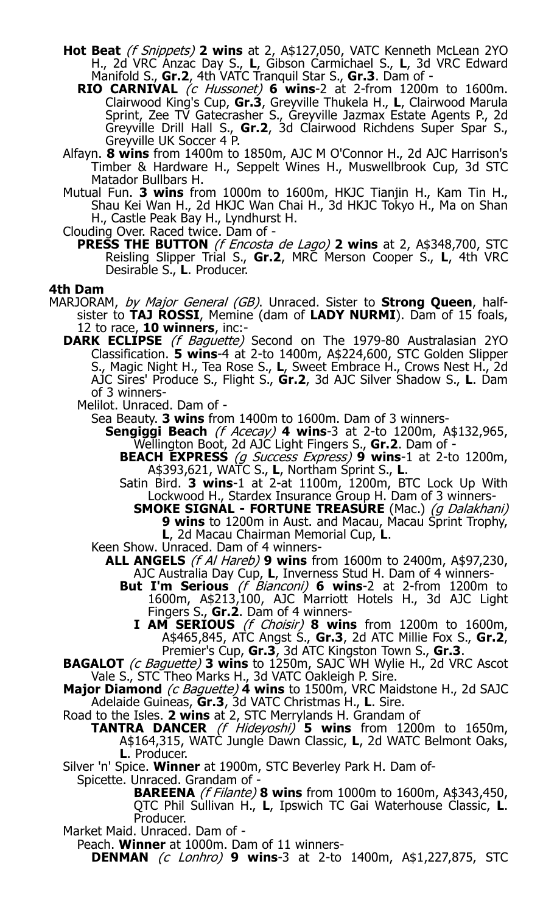**Hot Beat** *(f Snippets)* **2 wins** at 2, A$127,050, VATC Kenneth McLean 2YO H., 2d VRC Anzac Day S., **L**, Gibson Carmichael S., **L**, 3d VRC Edward Manifold S., **Gr.2**, 4th VATC Tranquil Star S., **Gr.3**. Dam of -

**RIO CARNIVAL** *(c Hussonet)* **6 wins**-2 at 2-from 1200m to 1600m. Clairwood King's Cup, **Gr.3**, Greyville Thukela H., **L**, Clairwood Marula Sprint, Zee TV Gatecrasher S., Greyville Jazmax Estate Agents P., 2d Greyville Drill Hall S., **Gr.2**, 3d Clairwood Richdens Super Spar S., Greyville UK Soccer 4 P.

Alfayn. **8 wins** from 1400m to 1850m, AJC M O'Connor H., 2d AJC Harrison's Timber & Hardware H., Seppelt Wines H., Muswellbrook Cup, 3d STC Matador Bullbars H.

Mutual Fun. **3 wins** from 1000m to 1600m, HKJC Tianjin H., Kam Tin H., Shau Kei Wan H., 2d HKJC Wan Chai H., 3d HKJC Tokyo H., Ma on Shan H., Castle Peak Bay H., Lyndhurst H.

Clouding Over. Raced twice. Dam of -

**PRESS THE BUTTON** *(f Encosta de Lago)* **2 wins** at 2, A$348,700, STC Reisling Slipper Trial S., **Gr.2**, MRC Merson Cooper S., **L**, 4th VRC Desirable S., **L**. Producer.

#### 4th Dam

MARJORAM, *by Major General (GB)*. Unraced. Sister to **Strong Queen**, half-sister to **TAJ ROSSI**, Memine (dam of **LADY NURMI**). Dam of 15 foals, 12 to race, **10 winners**, inc:-

**DARK ECLIPSE** *(f Baguette)* Second on The 1979-80 Australasian 2YO Classification. **5 wins**-4 at 2-to 1400m, A$224,600, STC Golden Slipper S., Magic Night H., Tea Rose S., **L**, Sweet Embrace H., Crows Nest H., 2d AJC Sires' Produce S., Flight S., **Gr.2**, 3d AJC Silver Shadow S., **L**. Dam of 3 winners-

Melilot. Unraced. Dam of -

Sea Beauty. **3 wins** from 1400m to 1600m. Dam of 3 winners-

**Sengiggi Beach** *(f Acecay)* **4 wins**-3 at 2-to 1200m, A$132,965, Wellington Boot, 2d AJC Light Fingers S., **Gr.2**. Dam of -

**BEACH EXPRESS** *(g Success Express)* **9 wins**-1 at 2-to 1200m, A$393,621, WATC S., **L**, Northam Sprint S., **L**.

Satin Bird. **3 wins**-1 at 2-at 1100m, 1200m, BTC Lock Up With Lockwood H., Stardex Insurance Group H. Dam of 3 winners-

**SMOKE SIGNAL - FORTUNE TREASURE** (Mac.) *(g Dalakhani)* **9 wins** to 1200m in Aust. and Macau, Macau Sprint Trophy, **L**, 2d Macau Chairman Memorial Cup, **L**.

Keen Show. Unraced. Dam of 4 winners-

**ALL ANGELS** *(f Al Hareb)* **9 wins** from 1600m to 2400m, A$97,230, AJC Australia Day Cup, **L**, Inverness Stud H. Dam of 4 winners-

**But I'm Serious** *(f Bianconi)* **6 wins**-2 at 2-from 1200m to 1600m, A$213,100, AJC Marriott Hotels H., 3d AJC Light Fingers S., **Gr.2**. Dam of 4 winners-

**I AM SERIOUS** *(f Choisir)* **8 wins** from 1200m to 1600m, A$465,845, ATC Angst S., **Gr.3**, 2d ATC Millie Fox S., **Gr.2**, Premier's Cup, **Gr.3**, 3d ATC Kingston Town S., **Gr.3**.

**BAGALOT** *(c Baguette)* **3 wins** to 1250m, SAJC WH Wylie H., 2d VRC Ascot Vale S., STC Theo Marks H., 3d VATC Oakleigh P. Sire.

**Major Diamond** *(c Baguette)* **4 wins** to 1500m, VRC Maidstone H., 2d SAJC Adelaide Guineas, **Gr.3**, 3d VATC Christmas H., **L**. Sire.

Road to the Isles. **2 wins** at 2, STC Merrylands H. Grandam of

**TANTRA DANCER** *(f Hideyoshi)* **5 wins** from 1200m to 1650m, A$164,315, WATC Jungle Dawn Classic, **L**, 2d WATC Belmont Oaks, **L**. Producer.

Silver 'n' Spice. **Winner** at 1900m, STC Beverley Park H. Dam of-

Spicette. Unraced. Grandam of -

**BAREENA** *(f Filante)* **8 wins** from 1000m to 1600m, A$343,450, QTC Phil Sullivan H., **L**, Ipswich TC Gai Waterhouse Classic, **L**. Producer.

Market Maid. Unraced. Dam of -

Peach. **Winner** at 1000m. Dam of 11 winners-

**DENMAN** *(c Lonhro)* **9 wins**-3 at 2-to 1400m, A$1,227,875, STC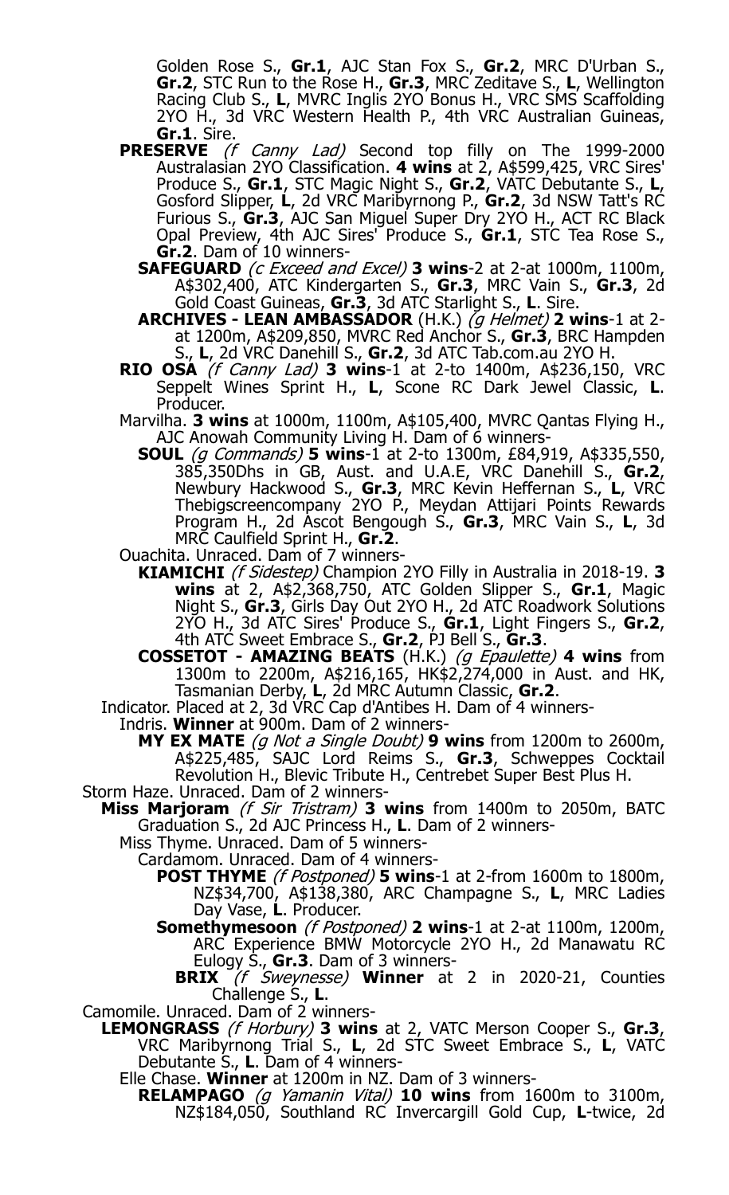Golden Rose S., **Gr.1**, AJC Stan Fox S., **Gr.2**, MRC D'Urban S., **Gr.2**, STC Run to the Rose H., **Gr.3**, MRC Zeditave S., **L**, Wellington Racing Club S., **L**, MVRC Inglis 2YO Bonus H., VRC SMS Scaffolding 2YO H., 3d VRC Western Health P., 4th VRC Australian Guineas, **Gr.1**. Sire.

**PRESERVE** *(f Canny Lad)* Second top filly on The 1999-2000 Australasian 2YO Classification. **4 wins** at 2, A$599,425, VRC Sires' Produce S., **Gr.1**, STC Magic Night S., **Gr.2**, VATC Debutante S., **L**, Gosford Slipper, **L**, 2d VRC Maribyrnong P., **Gr.2**, 3d NSW Tatt's RC Furious S., **Gr.3**, AJC San Miguel Super Dry 2YO H., ACT RC Black Opal Preview, 4th AJC Sires' Produce S., **Gr.1**, STC Tea Rose S., **Gr.2**. Dam of 10 winners-

**SAFEGUARD** *(c Exceed and Excel)* **3 wins**-2 at 2-at 1000m, 1100m, A$302,400, ATC Kindergarten S., **Gr.3**, MRC Vain S., **Gr.3**, 2d Gold Coast Guineas, **Gr.3**, 3d ATC Starlight S., **L**. Sire.

**ARCHIVES - LEAN AMBASSADOR** (H.K.) *(g Helmet)* **2 wins**-1 at 2-at 1200m, A$209,850, MVRC Red Anchor S., **Gr.3**, BRC Hampden S., **L**, 2d VRC Danehill S., **Gr.2**, 3d ATC Tab.com.au 2YO H.

**RIO OSA** *(f Canny Lad)* **3 wins**-1 at 2-to 1400m, A$236,150, VRC Seppelt Wines Sprint H., **L**, Scone RC Dark Jewel Classic, **L**. Producer.

Marvilha. **3 wins** at 1000m, 1100m, A$105,400, MVRC Qantas Flying H., AJC Anowah Community Living H. Dam of 6 winners-

**SOUL** *(g Commands)* **5 wins**-1 at 2-to 1300m, £84,919, A$335,550, 385,350Dhs in GB, Aust. and U.A.E, VRC Danehill S., **Gr.2**, Newbury Hackwood S., **Gr.3**, MRC Kevin Heffernan S., **L**, VRC Thebigscreencompany 2YO P., Meydan Attijari Points Rewards Program H., 2d Ascot Bengough S., **Gr.3**, MRC Vain S., **L**, 3d MRC Caulfield Sprint H., **Gr.2**.

Ouachita. Unraced. Dam of 7 winners-

**KIAMICHI** *(f Sidestep)* Champion 2YO Filly in Australia in 2018-19. **3 wins** at 2, A$2,368,750, ATC Golden Slipper S., **Gr.1**, Magic Night S., **Gr.3**, Girls Day Out 2YO H., 2d ATC Roadwork Solutions 2YO H., 3d ATC Sires' Produce S., **Gr.1**, Light Fingers S., **Gr.2**, 4th ATC Sweet Embrace S., **Gr.2**, PJ Bell S., **Gr.3**.

**COSSETOT - AMAZING BEATS** (H.K.) *(g Epaulette)* **4 wins** from 1300m to 2200m, A$216,165, HK$2,274,000 in Aust. and HK, Tasmanian Derby, **L**, 2d MRC Autumn Classic, **Gr.2**.

Indicator. Placed at 2, 3d VRC Cap d'Antibes H. Dam of 4 winners-

Indris. **Winner** at 900m. Dam of 2 winners-

**MY EX MATE** *(g Not a Single Doubt)* **9 wins** from 1200m to 2600m, A$225,485, SAJC Lord Reims S., **Gr.3**, Schweppes Cocktail Revolution H., Blevic Tribute H., Centrebet Super Best Plus H.

Storm Haze. Unraced. Dam of 2 winners-

**Miss Marjoram** *(f Sir Tristram)* **3 wins** from 1400m to 2050m, BATC Graduation S., 2d AJC Princess H., **L**. Dam of 2 winners-

Miss Thyme. Unraced. Dam of 5 winners-

Cardamom. Unraced. Dam of 4 winners-

**POST THYME** *(f Postponed)* **5 wins**-1 at 2-from 1600m to 1800m, NZ$34,700, A$138,380, ARC Champagne S., **L**, MRC Ladies Day Vase, **L**. Producer.

**Somethymesoon** *(f Postponed)* **2 wins**-1 at 2-at 1100m, 1200m, ARC Experience BMW Motorcycle 2YO H., 2d Manawatu RC Eulogy S., **Gr.3**. Dam of 3 winners-

**BRIX** *(f Sweynesse)* **Winner** at 2 in 2020-21, Counties Challenge S., **L**.

Camomile. Unraced. Dam of 2 winners-

**LEMONGRASS** *(f Horbury)* **3 wins** at 2, VATC Merson Cooper S., **Gr.3**, VRC Maribyrnong Trial S., **L**, 2d STC Sweet Embrace S., **L**, VATC Debutante S., **L**. Dam of 4 winners-

Elle Chase. **Winner** at 1200m in NZ. Dam of 3 winners-

**RELAMPAGO** *(g Yamanin Vital)* **10 wins** from 1600m to 3100m, NZ$184,050, Southland RC Invercargill Gold Cup, **L**-twice, 2d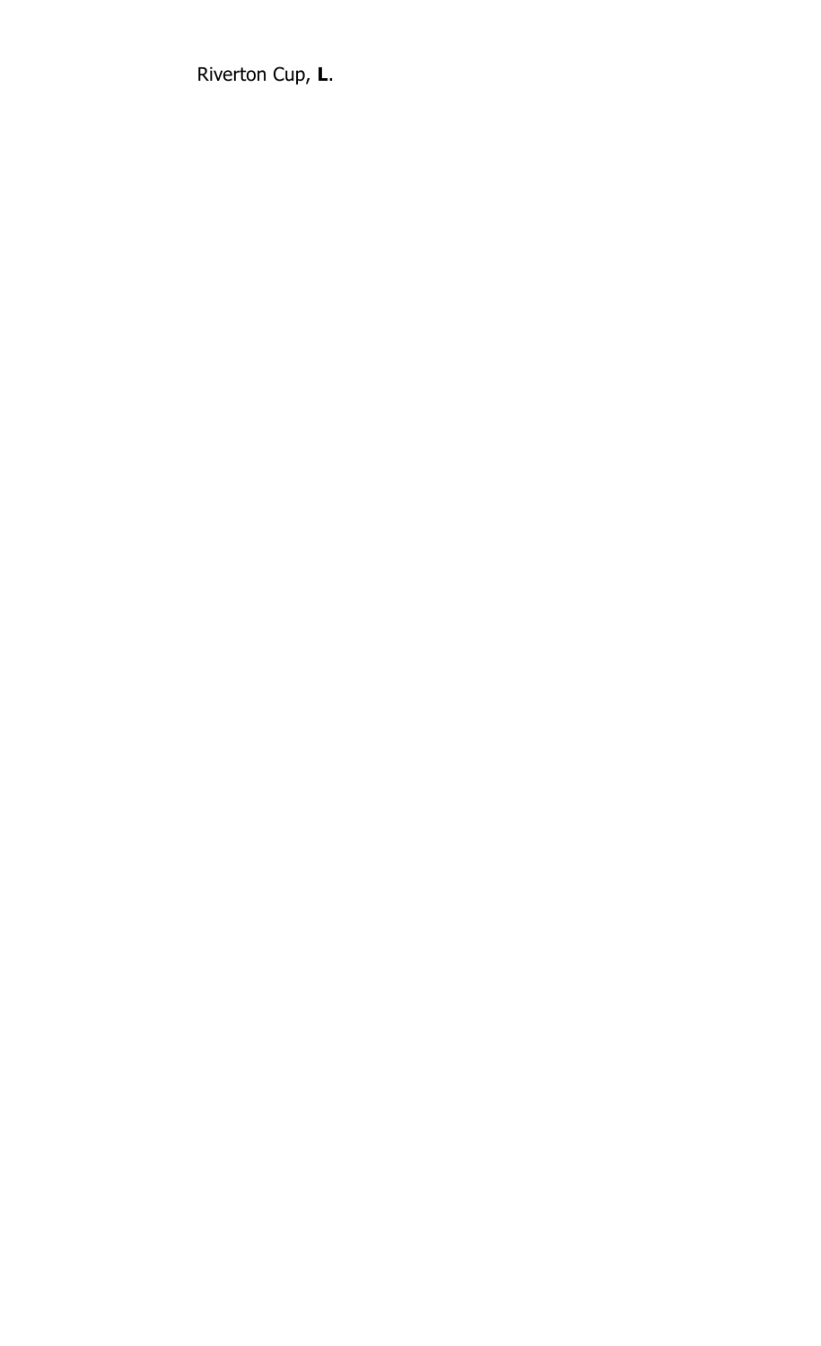Riverton Cup, **L**.